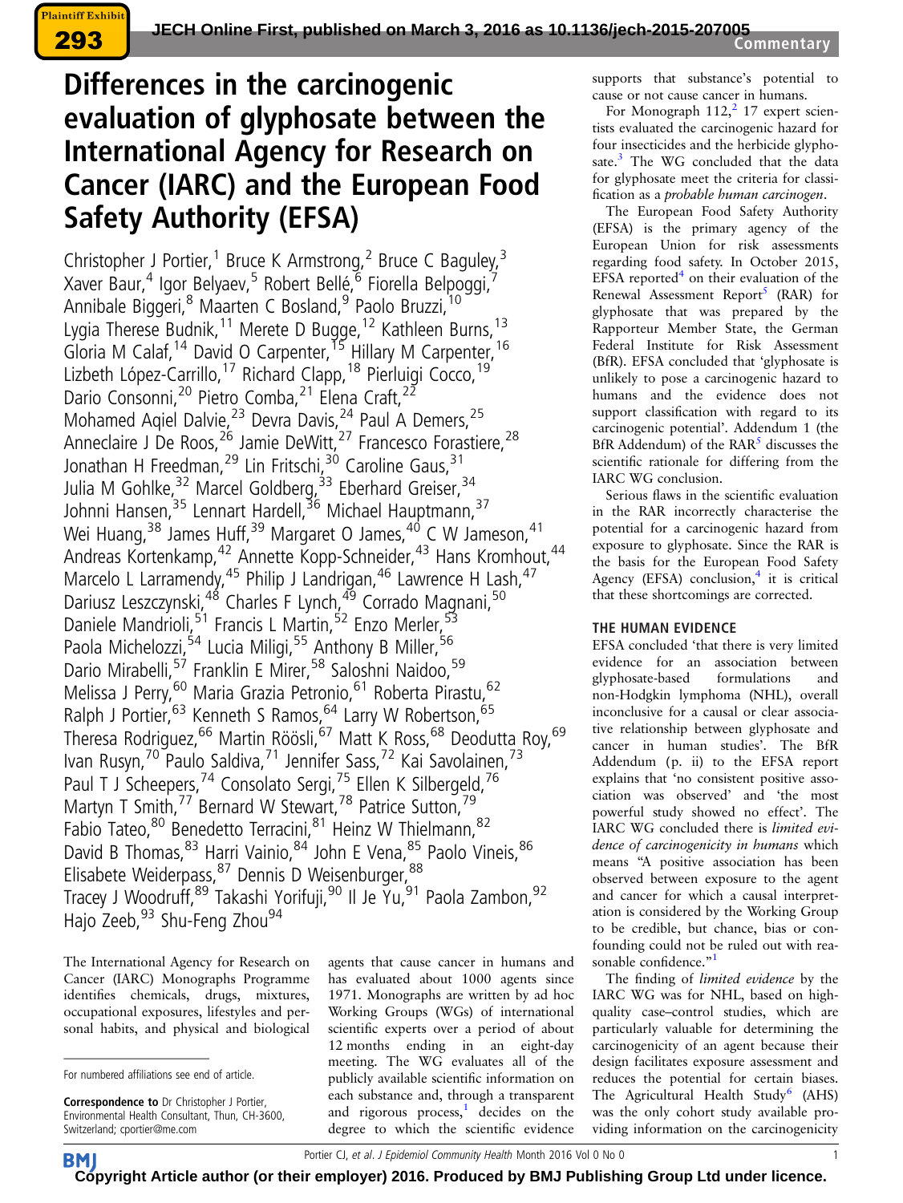# Differences in the carcinogenic evaluation of glyphosate between the International Agency for Research on Cancer (IARC) and the European Food Safety Authority (EFSA)

Christopher J Portier,[1] Bruce K Armstrong,[2] Bruce C Baguley,[3] Xaver Baur,[4] Igor Belyaev,[5] Robert Bellé,[6] Fiorella Belpoggi,[7] Annibale Biggeri,[8] Maarten C Bosland,[9] Paolo Bruzzi,[10] Lygia Therese Budnik,[11] Merete D Bugge,[12] Kathleen Burns,[13] Gloria M Calaf,[14] David O Carpenter,[15] Hillary M Carpenter,[16] Lizbeth López-Carrillo,[17] Richard Clapp,[18] Pierluigi Cocco,[19] Dario Consonni,[20] Pietro Comba,[21] Elena Craft,[22] Mohamed Aqiel Dalvie,[23] Devra Davis,[24] Paul A Demers,[25] Anneclaire J De Roos,[26] Jamie DeWitt,[27] Francesco Forastiere,[28] Jonathan H Freedman,[29] Lin Fritschi,[30] Caroline Gaus,[31] Julia M Gohlke,[32] Marcel Goldberg,[33] Eberhard Greiser,[34] Johnni Hansen,[35] Lennart Hardell,[36] Michael Hauptmann,[37] Wei Huang,[38] James Huff,[39] Margaret O James,[40] C W Jameson,[41] Andreas Kortenkamp,[42] Annette Kopp-Schneider,[43] Hans Kromhout,[44] Marcelo L Larramendy,[45] Philip J Landrigan,[46] Lawrence H Lash,[47] Dariusz Leszczynski,[48] Charles F Lynch,[49] Corrado Magnani,[50] Daniele Mandrioli,[51] Francis L Martin,[52] Enzo Merler,[53] Paola Michelozzi,[54] Lucia Miligi,[55] Anthony B Miller,[56] Dario Mirabelli,[57] Franklin E Mirer,[58] Saloshni Naidoo,[59] Melissa J Perry,[60] Maria Grazia Petronio,[61] Roberta Pirastu,[62] Ralph J Portier,[63] Kenneth S Ramos,[64] Larry W Robertson,[65] Theresa Rodriguez,[66] Martin Röösli,[67] Matt K Ross,[68] Deodutta Roy,[69] Ivan Rusyn,[70] Paulo Saldiva,[71] Jennifer Sass,[72] Kai Savolainen,[73] Paul T J Scheepers,[74] Consolato Sergi,[75] Ellen K Silbergeld,[76] Martyn T Smith,[77] Bernard W Stewart,[78] Patrice Sutton,[79] Fabio Tateo,[80] Benedetto Terracini,[81] Heinz W Thielmann,[82] David B Thomas,[83] Harri Vainio,[84] John E Vena,[85] Paolo Vineis,[86] Elisabete Weiderpass,[87] Dennis D Weisenburger,[88] Tracey J Woodruff,[89] Takashi Yorifuji,[90] Il Je Yu,[91] Paola Zambon,[92] Hajo Zeeb,[93] Shu-Feng Zhou[94]

For numbered affiliations see end of article.

**Correspondence to** Dr Christopher J Portier, Environmental Health Consultant, Thun, CH-3600, Switzerland; cportier@me.com

The International Agency for Research on Cancer (IARC) Monographs Programme identifies chemicals, drugs, mixtures, occupational exposures, lifestyles and personal habits, and physical and biological agents that cause cancer in humans and has evaluated about 1000 agents since 1971. Monographs are written by ad hoc Working Groups (WGs) of international scientific experts over a period of about 12 months ending in an eight-day meeting. The WG evaluates all of the publicly available scientific information on each substance and, through a transparent and rigorous process,[1] decides on the degree to which the scientific evidence supports that substance's potential to cause or not cause cancer in humans.

For Monograph 112,[2] 17 expert scientists evaluated the carcinogenic hazard for four insecticides and the herbicide glyphosate.[3] The WG concluded that the data for glyphosate meet the criteria for classification as a *probable human carcinogen*.

The European Food Safety Authority (EFSA) is the primary agency of the European Union for risk assessments regarding food safety. In October 2015, EFSA reported[4] on their evaluation of the Renewal Assessment Report[5] (RAR) for glyphosate that was prepared by the Rapporteur Member State, the German Federal Institute for Risk Assessment (BfR). EFSA concluded that 'glyphosate is unlikely to pose a carcinogenic hazard to humans and the evidence does not support classification with regard to its carcinogenic potential'. Addendum 1 (the BfR Addendum) of the RAR[5] discusses the scientific rationale for differing from the IARC WG conclusion.

Serious flaws in the scientific evaluation in the RAR incorrectly characterise the potential for a carcinogenic hazard from exposure to glyphosate. Since the RAR is the basis for the European Food Safety Agency (EFSA) conclusion,[4] it is critical that these shortcomings are corrected.

## THE HUMAN EVIDENCE

EFSA concluded 'that there is very limited evidence for an association between glyphosate-based formulations and non-Hodgkin lymphoma (NHL), overall inconclusive for a causal or clear associative relationship between glyphosate and cancer in human studies'. The BfR Addendum (p. ii) to the EFSA report explains that 'no consistent positive association was observed' and 'the most powerful study showed no effect'. The IARC WG concluded there is *limited evidence of carcinogenicity in humans* which means "A positive association has been observed between exposure to the agent and cancer for which a causal interpretation is considered by the Working Group to be credible, but chance, bias or confounding could not be ruled out with reasonable confidence."[1]

The finding of *limited evidence* by the IARC WG was for NHL, based on high-quality case–control studies, which are particularly valuable for determining the carcinogenicity of an agent because their design facilitates exposure assessment and reduces the potential for certain biases. The Agricultural Health Study[6] (AHS) was the only cohort study available providing information on the carcinogenicity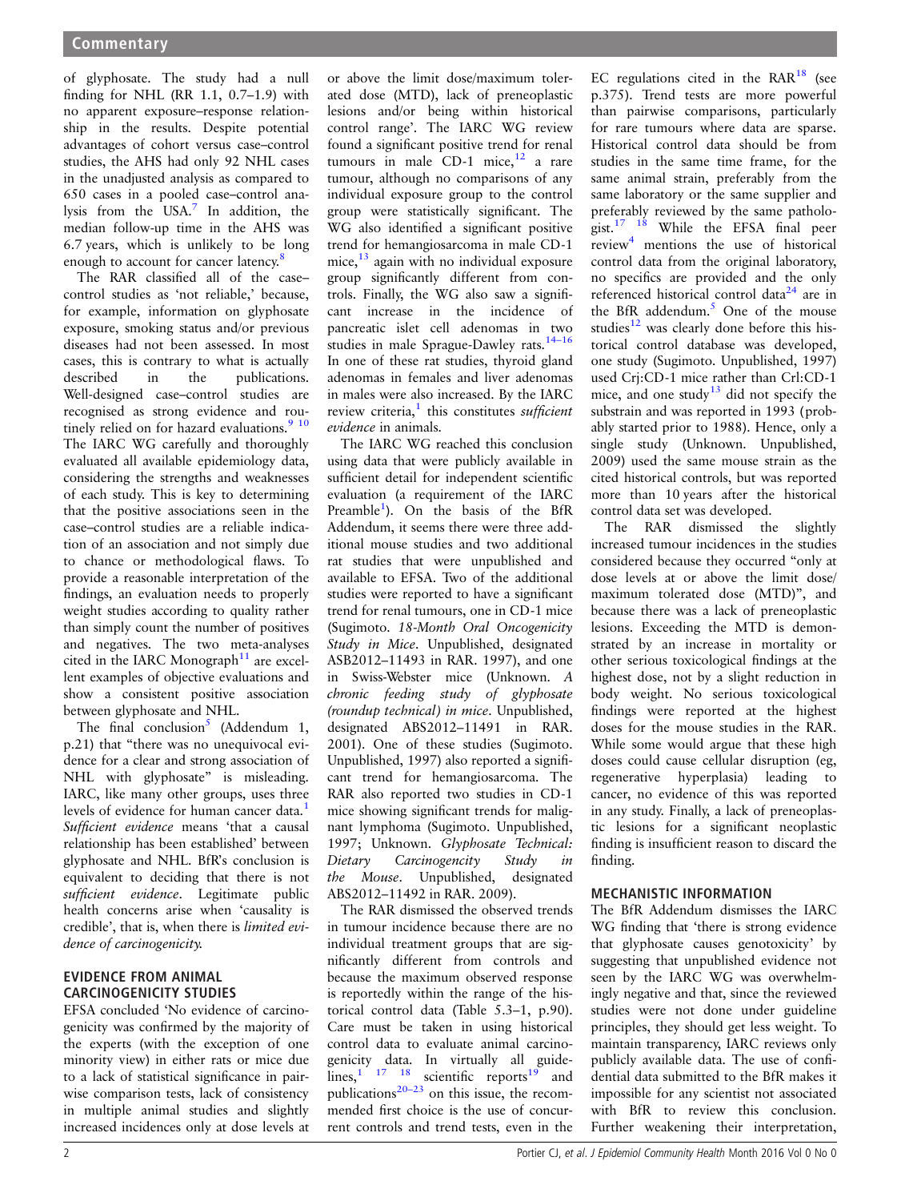of glyphosate. The study had a null finding for NHL (RR 1.1, 0.7–1.9) with no apparent exposure–response relationship in the results. Despite potential advantages of cohort versus case–control studies, the AHS had only 92 NHL cases in the unadjusted analysis as compared to 650 cases in a pooled case–control analysis from the USA.[7] In addition, the median follow-up time in the AHS was 6.7 years, which is unlikely to be long enough to account for cancer latency.[8]

The RAR classified all of the case–control studies as 'not reliable,' because, for example, information on glyphosate exposure, smoking status and/or previous diseases had not been assessed. In most cases, this is contrary to what is actually described in the publications. Well-designed case–control studies are recognised as strong evidence and routinely relied on for hazard evaluations.[9 10] The IARC WG carefully and thoroughly evaluated all available epidemiology data, considering the strengths and weaknesses of each study. This is key to determining that the positive associations seen in the case–control studies are a reliable indication of an association and not simply due to chance or methodological flaws. To provide a reasonable interpretation of the findings, an evaluation needs to properly weight studies according to quality rather than simply count the number of positives and negatives. The two meta-analyses cited in the IARC Monograph[11] are excellent examples of objective evaluations and show a consistent positive association between glyphosate and NHL.

The final conclusion[5] (Addendum 1, p.21) that "there was no unequivocal evidence for a clear and strong association of NHL with glyphosate" is misleading. IARC, like many other groups, uses three levels of evidence for human cancer data.[1] *Sufficient evidence* means 'that a causal relationship has been established' between glyphosate and NHL. BfR's conclusion is equivalent to deciding that there is not *sufficient evidence*. Legitimate public health concerns arise when 'causality is credible', that is, when there is *limited evidence of carcinogenicity.*

## EVIDENCE FROM ANIMAL CARCINOGENICITY STUDIES

EFSA concluded 'No evidence of carcinogenicity was confirmed by the majority of the experts (with the exception of one minority view) in either rats or mice due to a lack of statistical significance in pairwise comparison tests, lack of consistency in multiple animal studies and slightly increased incidences only at dose levels at or above the limit dose/maximum tolerated dose (MTD), lack of preneoplastic lesions and/or being within historical control range'. The IARC WG review found a significant positive trend for renal tumours in male CD-1 mice,[12] a rare tumour, although no comparisons of any individual exposure group to the control group were statistically significant. The WG also identified a significant positive trend for hemangiosarcoma in male CD-1 mice,[13] again with no individual exposure group significantly different from controls. Finally, the WG also saw a significant increase in the incidence of pancreatic islet cell adenomas in two studies in male Sprague-Dawley rats.[14–16] In one of these rat studies, thyroid gland adenomas in females and liver adenomas in males were also increased. By the IARC review criteria,[1] this constitutes *sufficient evidence* in animals.

The IARC WG reached this conclusion using data that were publicly available in sufficient detail for independent scientific evaluation (a requirement of the IARC Preamble[1]). On the basis of the BfR Addendum, it seems there were three additional mouse studies and two additional rat studies that were unpublished and available to EFSA. Two of the additional studies were reported to have a significant trend for renal tumours, one in CD-1 mice (Sugimoto. *18-Month Oral Oncogenicity Study in Mice*. Unpublished, designated ASB2012–11493 in RAR. 1997), and one in Swiss-Webster mice (Unknown. *A chronic feeding study of glyphosate (roundup technical) in mice*. Unpublished, designated ABS2012–11491 in RAR. 2001). One of these studies (Sugimoto. Unpublished, 1997) also reported a significant trend for hemangiosarcoma. The RAR also reported two studies in CD-1 mice showing significant trends for malignant lymphoma (Sugimoto. Unpublished, 1997; Unknown. *Glyphosate Technical: Dietary Carcinogenicity Study in the Mouse*. Unpublished, designated ABS2012–11492 in RAR. 2009).

The RAR dismissed the observed trends in tumour incidence because there are no individual treatment groups that are significantly different from controls and because the maximum observed response is reportedly within the range of the historical control data (Table 5.3–1, p.90). Care must be taken in using historical control data to evaluate animal carcinogenicity data. In virtually all guidelines,[1 17 18] scientific reports[19] and publications[20–23] on this issue, the recommended first choice is the use of concurrent controls and trend tests, even in the EC regulations cited in the RAR[18] (see p.375). Trend tests are more powerful than pairwise comparisons, particularly for rare tumours where data are sparse. Historical control data should be from studies in the same time frame, for the same animal strain, preferably from the same laboratory or the same supplier and preferably reviewed by the same pathologist.[17 18] While the EFSA final peer review[4] mentions the use of historical control data from the original laboratory, no specifics are provided and the only referenced historical control data[24] are in the BfR addendum.[5] One of the mouse studies[12] was clearly done before this historical control database was developed, one study (Sugimoto. Unpublished, 1997) used Crj:CD-1 mice rather than Crl:CD-1 mice, and one study[13] did not specify the substrain and was reported in 1993 (probably started prior to 1988). Hence, only a single study (Unknown. Unpublished, 2009) used the same mouse strain as the cited historical controls, but was reported more than 10 years after the historical control data set was developed.

The RAR dismissed the slightly increased tumour incidences in the studies considered because they occurred "only at dose levels at or above the limit dose/maximum tolerated dose (MTD)", and because there was a lack of preneoplastic lesions. Exceeding the MTD is demonstrated by an increase in mortality or other serious toxicological findings at the highest dose, not by a slight reduction in body weight. No serious toxicological findings were reported at the highest doses for the mouse studies in the RAR. While some would argue that these high doses could cause cellular disruption (eg, regenerative hyperplasia) leading to cancer, no evidence of this was reported in any study. Finally, a lack of preneoplastic lesions for a significant neoplastic finding is insufficient reason to discard the finding.

## MECHANISTIC INFORMATION

The BfR Addendum dismisses the IARC WG finding that 'there is strong evidence that glyphosate causes genotoxicity' by suggesting that unpublished evidence not seen by the IARC WG was overwhelmingly negative and that, since the reviewed studies were not done under guideline principles, they should get less weight. To maintain transparency, IARC reviews only publicly available data. The use of confidential data submitted to the BfR makes it impossible for any scientist not associated with BfR to review this conclusion. Further weakening their interpretation,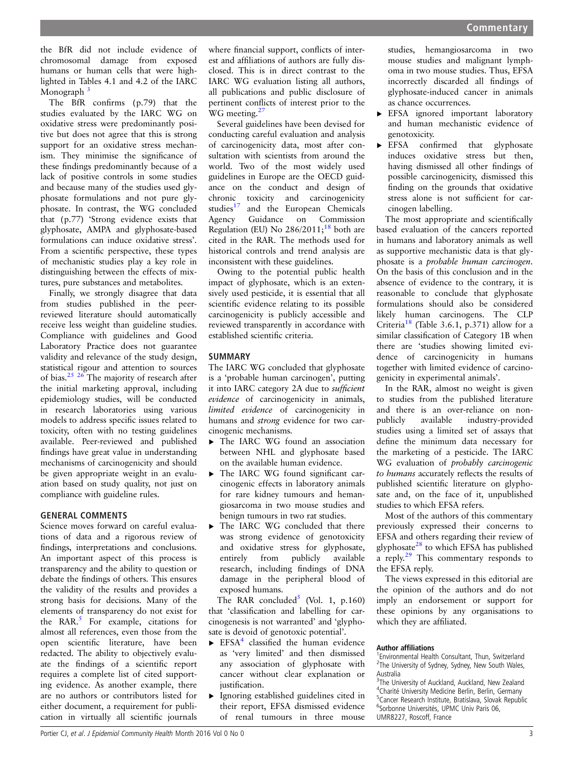the BfR did not include evidence of chromosomal damage from exposed humans or human cells that were highlighted in Tables 4.1 and 4.2 of the IARC Monograph [3]

The BfR confirms (p.79) that the studies evaluated by the IARC WG on oxidative stress were predominantly positive but does not agree that this is strong support for an oxidative stress mechanism. They minimise the significance of these findings predominantly because of a lack of positive controls in some studies and because many of the studies used glyphosate formulations and not pure glyphosate. In contrast, the WG concluded that (p.77) 'Strong evidence exists that glyphosate, AMPA and glyphosate-based formulations can induce oxidative stress'. From a scientific perspective, these types of mechanistic studies play a key role in distinguishing between the effects of mixtures, pure substances and metabolites.

Finally, we strongly disagree that data from studies published in the peer-reviewed literature should automatically receive less weight than guideline studies. Compliance with guidelines and Good Laboratory Practice does not guarantee validity and relevance of the study design, statistical rigour and attention to sources of bias.[25 26] The majority of research after the initial marketing approval, including epidemiology studies, will be conducted in research laboratories using various models to address specific issues related to toxicity, often with no testing guidelines available. Peer-reviewed and published findings have great value in understanding mechanisms of carcinogenicity and should be given appropriate weight in an evaluation based on study quality, not just on compliance with guideline rules.

## GENERAL COMMENTS

Science moves forward on careful evaluations of data and a rigorous review of findings, interpretations and conclusions. An important aspect of this process is transparency and the ability to question or debate the findings of others. This ensures the validity of the results and provides a strong basis for decisions. Many of the elements of transparency do not exist for the RAR.[5] For example, citations for almost all references, even those from the open scientific literature, have been redacted. The ability to objectively evaluate the findings of a scientific report requires a complete list of cited supporting evidence. As another example, there are no authors or contributors listed for either document, a requirement for publication in virtually all scientific journals where financial support, conflicts of interest and affiliations of authors are fully disclosed. This is in direct contrast to the IARC WG evaluation listing all authors, all publications and public disclosure of pertinent conflicts of interest prior to the WG meeting.[27]

Several guidelines have been devised for conducting careful evaluation and analysis of carcinogenicity data, most after consultation with scientists from around the world. Two of the most widely used guidelines in Europe are the OECD guidance on the conduct and design of chronic toxicity and carcinogenicity studies[17] and the European Chemicals Agency Guidance on Commission Regulation (EU) No 286/2011;[18] both are cited in the RAR. The methods used for historical controls and trend analysis are inconsistent with these guidelines.

Owing to the potential public health impact of glyphosate, which is an extensively used pesticide, it is essential that all scientific evidence relating to its possible carcinogenicity is publicly accessible and reviewed transparently in accordance with established scientific criteria.

## SUMMARY

The IARC WG concluded that glyphosate is a 'probable human carcinogen', putting it into IARC category 2A due to *sufficient evidence* of carcinogenicity in animals, *limited evidence* of carcinogenicity in humans and *strong* evidence for two carcinogenic mechanisms.

- The IARC WG found an association between NHL and glyphosate based on the available human evidence.
- The IARC WG found significant carcinogenic effects in laboratory animals for rare kidney tumours and hemangiosarcoma in two mouse studies and benign tumours in two rat studies.
- The IARC WG concluded that there was strong evidence of genotoxicity and oxidative stress for glyphosate, entirely from publicly available research, including findings of DNA damage in the peripheral blood of exposed humans.

The RAR concluded[5] (Vol. 1, p.160) that 'classification and labelling for carcinogenesis is not warranted' and 'glyphosate is devoid of genotoxic potential'.

- EFSA[4] classified the human evidence as 'very limited' and then dismissed any association of glyphosate with cancer without clear explanation or justification.
- Ignoring established guidelines cited in their report, EFSA dismissed evidence of renal tumours in three mouse studies, hemangiosarcoma in two mouse studies and malignant lymphoma in two mouse studies. Thus, EFSA incorrectly discarded all findings of glyphosate-induced cancer in animals as chance occurrences.
- EFSA ignored important laboratory and human mechanistic evidence of genotoxicity.
- EFSA confirmed that glyphosate induces oxidative stress but then, having dismissed all other findings of possible carcinogenicity, dismissed this finding on the grounds that oxidative stress alone is not sufficient for carcinogen labelling.

The most appropriate and scientifically based evaluation of the cancers reported in humans and laboratory animals as well as supportive mechanistic data is that glyphosate is a *probable human carcinogen*. On the basis of this conclusion and in the absence of evidence to the contrary, it is reasonable to conclude that glyphosate formulations should also be considered likely human carcinogens. The CLP Criteria[18] (Table 3.6.1, p.371) allow for a similar classification of Category 1B when there are 'studies showing limited evidence of carcinogenicity in humans together with limited evidence of carcinogenicity in experimental animals'.

In the RAR, almost no weight is given to studies from the published literature and there is an over-reliance on non-publicly available industry-provided studies using a limited set of assays that define the minimum data necessary for the marketing of a pesticide. The IARC WG evaluation of *probably carcinogenic to humans* accurately reflects the results of published scientific literature on glyphosate and, on the face of it, unpublished studies to which EFSA refers.

Most of the authors of this commentary previously expressed their concerns to EFSA and others regarding their review of glyphosate[28] to which EFSA has published a reply.[29] This commentary responds to the EFSA reply.

The views expressed in this editorial are the opinion of the authors and do not imply an endorsement or support for these opinions by any organisations to which they are affiliated.

**Author affiliations**
[1]Environmental Health Consultant, Thun, Switzerland
[2]The University of Sydney, Sydney, New South Wales, Australia
[3]The University of Auckland, Auckland, New Zealand
[4]Charité University Medicine Berlin, Berlin, Germany
[5]Cancer Research Institute, Bratislava, Slovak Republic
[6]Sorbonne Universités, UPMC Univ Paris 06, UMR8227, Roscoff, France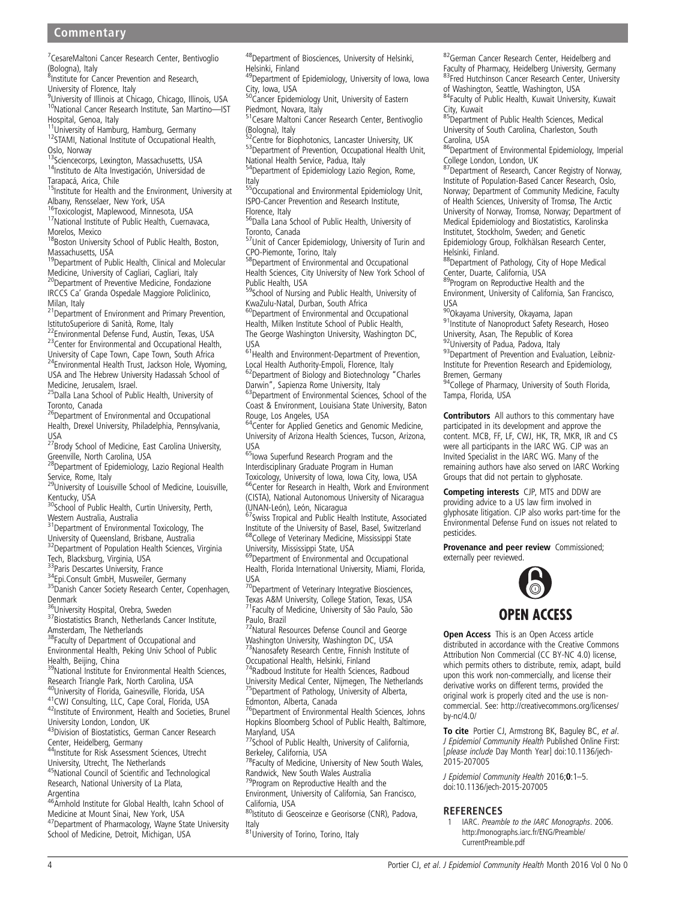[7]CesareMaltoni Cancer Research Center, Bentivoglio (Bologna), Italy
[8]Institute for Cancer Prevention and Research, University of Florence, Italy
[9]University of Illinois at Chicago, Chicago, Illinois, USA
[10]National Cancer Research Institute, San Martino—IST Hospital, Genoa, Italy
[11]University of Hamburg, Hamburg, Germany
[12]STAMI, National Institute of Occupational Health, Oslo, Norway
[13]Sciencecorps, Lexington, Massachusetts, USA
[14]Instituto de Alta Investigación, Universidad de Tarapacá, Arica, Chile
[15]Institute for Health and the Environment, University at Albany, Rensselaer, New York, USA
[16]Toxicologist, Maplewood, Minnesota, USA
[17]National Institute of Public Health, Cuernavaca, Morelos, Mexico
[18]Boston University School of Public Health, Boston, Massachusetts, USA
[19]Department of Public Health, Clinical and Molecular Medicine, University of Cagliari, Cagliari, Italy
[20]Department of Preventive Medicine, Fondazione IRCCS Ca' Granda Ospedale Maggiore Policlinico, Milan, Italy
[21]Department of Environment and Primary Prevention, IstitutoSuperiore di Sanità, Rome, Italy
[22]Environmental Defense Fund, Austin, Texas, USA
[23]Center for Environmental and Occupational Health, University of Cape Town, Cape Town, South Africa
[24]Environmental Health Trust, Jackson Hole, Wyoming, USA and The Hebrew University Hadassah School of Medicine, Jerusalem, Israel.
[25]Dalla Lana School of Public Health, University of Toronto, Canada
[26]Department of Environmental and Occupational Health, Drexel University, Philadelphia, Pennsylvania, USA
[27]Brody School of Medicine, East Carolina University, Greenville, North Carolina, USA
[28]Department of Epidemiology, Lazio Regional Health Service, Rome, Italy
[29]University of Louisville School of Medicine, Louisville, Kentucky, USA
[30]School of Public Health, Curtin University, Perth, Western Australia, Australia
[31]Department of Environmental Toxicology, The University of Queensland, Brisbane, Australia
[32]Department of Population Health Sciences, Virginia Tech, Blacksburg, Virginia, USA
[33]Paris Descartes University, France
[34]Epi.Consult GmbH, Musweiler, Germany
[35]Danish Cancer Society Research Center, Copenhagen, Denmark
[36]University Hospital, Orebra, Sweden
[37]Biostatistics Branch, Netherlands Cancer Institute, Amsterdam, The Netherlands
[38]Faculty of Department of Occupational and Environmental Health, Peking Univ School of Public Health, Beijing, China
[39]National Institute for Environmental Health Sciences, Research Triangle Park, North Carolina, USA
[40]University of Florida, Gainesville, Florida, USA
[41]CWJ Consulting, LLC, Cape Coral, Florida, USA
[42]Institute of Environment, Health and Societies, Brunel University London, London, UK
[43]Division of Biostatistics, German Cancer Research Center, Heidelberg, Germany
[44]Institute for Risk Assessment Sciences, Utrecht University, Utrecht, The Netherlands
[45]National Council of Scientific and Technological Research, National University of La Plata, Argentina
[46]Arnhold Institute for Global Health, Icahn School of Medicine at Mount Sinai, New York, USA
[47]Department of Pharmacology, Wayne State University School of Medicine, Detroit, Michigan, USA
[48]Department of Biosciences, University of Helsinki, Helsinki, Finland
[49]Department of Epidemiology, University of Iowa, Iowa City, Iowa, USA
[50]Cancer Epidemiology Unit, University of Eastern Piedmont, Novara, Italy
[51]Cesare Maltoni Cancer Research Center, Bentivoglio (Bologna), Italy
[52]Centre for Biophotonics, Lancaster University, UK
[53]Department of Prevention, Occupational Health Unit, National Health Service, Padua, Italy
[54]Department of Epidemiology Lazio Region, Rome, Italy
[55]Occupational and Environmental Epidemiology Unit, ISPO-Cancer Prevention and Research Institute, Florence, Italy
[56]Dalla Lana School of Public Health, University of Toronto, Canada
[57]Unit of Cancer Epidemiology, University of Turin and CPO-Piemonte, Torino, Italy
[58]Department of Environmental and Occupational Health Sciences, City University of New York School of Public Health, USA
[59]School of Nursing and Public Health, University of KwaZulu-Natal, Durban, South Africa
[60]Department of Environmental and Occupational Health, Milken Institute School of Public Health, The George Washington University, Washington DC, USA
[61]Health and Environment-Department of Prevention, Local Health Authority-Empoli, Florence, Italy
[62]Department of Biology and Biotechnology "Charles Darwin", Sapienza Rome University, Italy
[63]Department of Environmental Sciences, School of the Coast & Environment, Louisiana State University, Baton Rouge, Los Angeles, USA
[64]Center for Applied Genetics and Genomic Medicine, University of Arizona Health Sciences, Tucson, Arizona, USA
[65]Iowa Superfund Research Program and the Interdisciplinary Graduate Program in Human Toxicology, University of Iowa, Iowa City, Iowa, USA
[66]Center for Research in Health, Work and Environment (CISTA), National Autonomous University of Nicaragua (UNAN-León), León, Nicaragua
[67]Swiss Tropical and Public Health Institute, Associated Institute of the University of Basel, Basel, Switzerland
[68]College of Veterinary Medicine, Mississippi State University, Mississippi State, USA
[69]Department of Environmental and Occupational Health, Florida International University, Miami, Florida, USA
[70]Department of Veterinary Integrative Biosciences, Texas A&M University, College Station, Texas, USA
[71]Faculty of Medicine, University of São Paulo, São Paulo, Brazil
[72]Natural Resources Defense Council and George Washington University, Washington DC, USA
[73]Nanosafety Research Centre, Finnish Institute of Occupational Health, Helsinki, Finland
[74]Radboud Institute for Health Sciences, Radboud University Medical Center, Nijmegen, The Netherlands
[75]Department of Pathology, University of Alberta, Edmonton, Alberta, Canada
[76]Department of Environmental Health Sciences, Johns Hopkins Bloomberg School of Public Health, Baltimore, Maryland, USA
[77]School of Public Health, University of California, Berkeley, California, USA
[78]Faculty of Medicine, University of New South Wales, Randwick, New South Wales Australia
[79]Program on Reproductive Health and the Environment, University of California, San Francisco, California, USA
[80]Istituto di Geosceinze e Georisorse (CNR), Padova, Italy
[81]University of Torino, Torino, Italy
[82]German Cancer Research Center, Heidelberg and Faculty of Pharmacy, Heidelberg University, Germany
[83]Fred Hutchinson Cancer Research Center, University of Washington, Seattle, Washington, USA
[84]Faculty of Public Health, Kuwait University, Kuwait City, Kuwait
[85]Department of Public Health Sciences, Medical University of South Carolina, Charleston, South Carolina, USA
[86]Department of Environmental Epidemiology, Imperial College London, London, UK
[87]Department of Research, Cancer Registry of Norway, Institute of Population-Based Cancer Research, Oslo, Norway; Department of Community Medicine, Faculty of Health Sciences, University of Tromsø, The Arctic University of Norway, Tromsø, Norway; Department of Medical Epidemiology and Biostatistics, Karolinska Institutet, Stockholm, Sweden; and Genetic Epidemiology Group, Folkhälsan Research Center, Helsinki, Finland.
[88]Department of Pathology, City of Hope Medical Center, Duarte, California, USA
[89]Program on Reproductive Health and the Environment, University of California, San Francisco, USA
[90]Okayama University, Okayama, Japan
[91]Institute of Nanoproduct Safety Research, Hoseo University, Asan, The Republic of Korea
[92]University of Padua, Padova, Italy
[93]Department of Prevention and Evaluation, Leibniz-Institute for Prevention Research and Epidemiology, Bremen, Germany
[94]College of Pharmacy, University of South Florida, Tampa, Florida, USA

**Contributors** All authors to this commentary have participated in its development and approve the content. MCB, FF, LF, CWJ, HK, TR, MKR, IR and CS were all participants in the IARC WG. CJP was an Invited Specialist in the IARC WG. Many of the remaining authors have also served on IARC Working Groups that did not pertain to glyphosate.

**Competing interests** CJP, MTS and DDW are providing advice to a US law firm involved in glyphosate litigation. CJP also works part-time for the Environmental Defense Fund on issues not related to pesticides.

**Provenance and peer review** Commissioned; externally peer reviewed.

OPEN ACCESS

**Open Access** This is an Open Access article distributed in accordance with the Creative Commons Attribution Non Commercial (CC BY-NC 4.0) license, which permits others to distribute, remix, adapt, build upon this work non-commercially, and license their derivative works on different terms, provided the original work is properly cited and the use is non-commercial. See: http://creativecommons.org/licenses/by-nc/4.0/

**To cite** Portier CJ, Armstrong BK, Baguley BC, *et al*. *J Epidemiol Community Health* Published Online First: [*please include* Day Month Year] doi:10.1136/jech-2015-207005

*J Epidemiol Community Health* 2016;**0**:1–5. doi:10.1136/jech-2015-207005

## REFERENCES

1. IARC. *Preamble to the IARC Monographs*. 2006. http://monographs.iarc.fr/ENG/Preamble/CurrentPreamble.pdf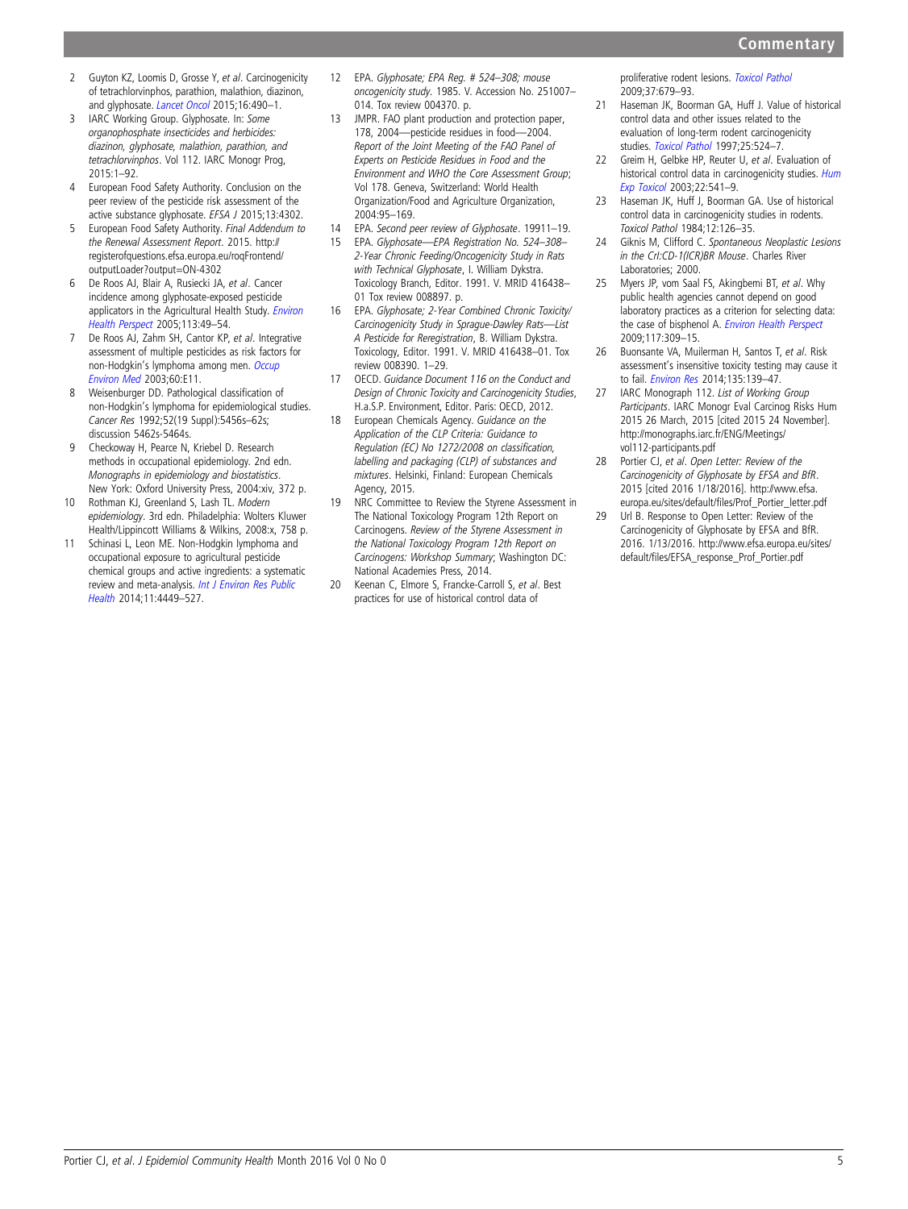2. Guyton KZ, Loomis D, Grosse Y, *et al*. Carcinogenicity of tetrachlorvinphos, parathion, malathion, diazinon, and glyphosate. *Lancet Oncol* 2015;16:490–1.
3. IARC Working Group. Glyphosate. In: *Some organophosphate insecticides and herbicides: diazinon, glyphosate, malathion, parathion, and tetrachlorvinphos*. Vol 112. IARC Monogr Prog, 2015:1–92.
4. European Food Safety Authority. Conclusion on the peer review of the pesticide risk assessment of the active substance glyphosate. *EFSA J* 2015;13:4302.
5. European Food Safety Authority. *Final Addendum to the Renewal Assessment Report*. 2015. http://registerofquestions.efsa.europa.eu/roqFrontend/outputLoader?output=ON-4302
6. De Roos AJ, Blair A, Rusiecki JA, *et al*. Cancer incidence among glyphosate-exposed pesticide applicators in the Agricultural Health Study. *Environ Health Perspect* 2005;113:49–54.
7. De Roos AJ, Zahm SH, Cantor KP, *et al*. Integrative assessment of multiple pesticides as risk factors for non-Hodgkin's lymphoma among men. *Occup Environ Med* 2003;60:E11.
8. Weisenburger DD. Pathological classification of non-Hodgkin's lymphoma for epidemiological studies. *Cancer Res* 1992;52(19 Suppl):5456s–62s; discussion 5462s-5464s.
9. Checkoway H, Pearce N, Kriebel D. Research methods in occupational epidemiology. 2nd edn. *Monographs in epidemiology and biostatistics*. New York: Oxford University Press, 2004:xiv, 372 p.
10. Rothman KJ, Greenland S, Lash TL. *Modern epidemiology*. 3rd edn. Philadelphia: Wolters Kluwer Health/Lippincott Williams & Wilkins, 2008:x, 758 p.
11. Schinasi L, Leon ME. Non-Hodgkin lymphoma and occupational exposure to agricultural pesticide chemical groups and active ingredients: a systematic review and meta-analysis. *Int J Environ Res Public Health* 2014;11:4449–527.
12. EPA. *Glyphosate; EPA Reg. # 524–308; mouse oncogenicity study*. 1985. V. Accession No. 251007–014. Tox review 004370. p.
13. JMPR. FAO plant production and protection paper, 178, 2004—pesticide residues in food—2004. *Report of the Joint Meeting of the FAO Panel of Experts on Pesticide Residues in Food and the Environment and WHO the Core Assessment Group*; Vol 178. Geneva, Switzerland: World Health Organization/Food and Agriculture Organization, 2004:95–169.
14. EPA. *Second peer review of Glyphosate*. 19911–19.
15. EPA. *Glyphosate—EPA Registration No. 524–308–2-Year Chronic Feeding/Oncogenicity Study in Rats with Technical Glyphosate*, I. William Dykstra. Toxicology Branch, Editor. 1991. V. MRID 416438–01 Tox review 008897. p.
16. EPA. *Glyphosate; 2-Year Combined Chronic Toxicity/Carcinogenicity Study in Sprague-Dawley Rats—List A Pesticide for Reregistration*, B. William Dykstra. Toxicology, Editor. 1991. V. MRID 416438–01. Tox review 008390. 1–29.
17. OECD. *Guidance Document 116 on the Conduct and Design of Chronic Toxicity and Carcinogenicity Studies*, H.a.S.P. Environment, Editor. Paris: OECD, 2012.
18. European Chemicals Agency. *Guidance on the Application of the CLP Criteria: Guidance to Regulation (EC) No 1272/2008 on classification, labelling and packaging (CLP) of substances and mixtures*. Helsinki, Finland: European Chemicals Agency, 2015.
19. NRC Committee to Review the Styrene Assessment in The National Toxicology Program 12th Report on Carcinogens. *Review of the Styrene Assessment in the National Toxicology Program 12th Report on Carcinogens: Workshop Summary*; Washington DC: National Academies Press, 2014.
20. Keenan C, Elmore S, Francke-Carroll S, *et al*. Best practices for use of historical control data of proliferative rodent lesions. *Toxicol Pathol* 2009;37:679–93.
21. Haseman JK, Boorman GA, Huff J. Value of historical control data and other issues related to the evaluation of long-term rodent carcinogenicity studies. *Toxicol Pathol* 1997;25:524–7.
22. Greim H, Gelbke HP, Reuter U, *et al*. Evaluation of historical control data in carcinogenicity studies. *Hum Exp Toxicol* 2003;22:541–9.
23. Haseman JK, Huff J, Boorman GA. Use of historical control data in carcinogenicity studies in rodents. *Toxicol Pathol* 1984;12:126–35.
24. Giknis M, Clifford C. *Spontaneous Neoplastic Lesions in the Crl:CD-1(ICR)BR Mouse*. Charles River Laboratories; 2000.
25. Myers JP, vom Saal FS, Akingbemi BT, *et al*. Why public health agencies cannot depend on good laboratory practices as a criterion for selecting data: the case of bisphenol A. *Environ Health Perspect* 2009;117:309–15.
26. Buonsante VA, Muilerman H, Santos T, *et al*. Risk assessment's insensitive toxicity testing may cause it to fail. *Environ Res* 2014;135:139–47.
27. IARC Monograph 112. *List of Working Group Participants*. IARC Monogr Eval Carcinog Risks Hum 2015 26 March, 2015 [cited 2015 24 November]. http://monographs.iarc.fr/ENG/Meetings/vol112-participants.pdf
28. Portier CJ, *et al*. *Open Letter: Review of the Carcinogenicity of Glyphosate by EFSA and BfR*. 2015 [cited 2016 1/18/2016]. http://www.efsa.europa.eu/sites/default/files/Prof_Portier_letter.pdf
29. Url B. Response to Open Letter: Review of the Carcinogenicity of Glyphosate by EFSA and BfR. 2016. 1/13/2016. http://www.efsa.europa.eu/sites/default/files/EFSA_response_Prof_Portier.pdf